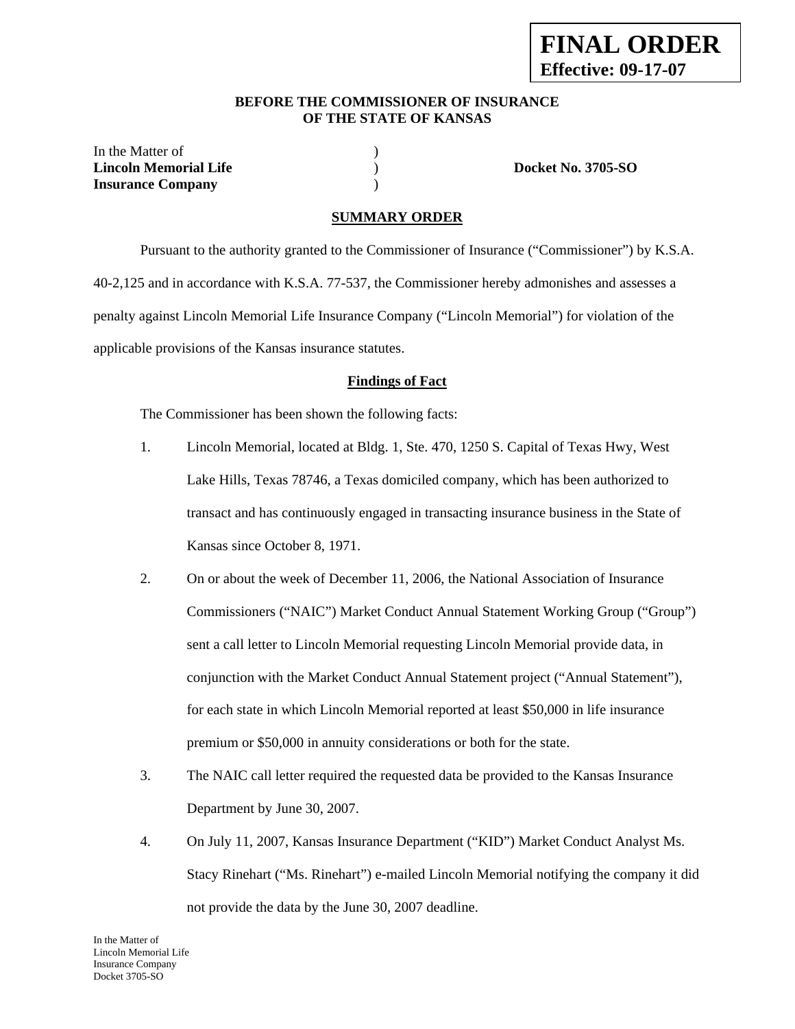**FINAL ORDER**
**Effective: 09-17-07**

**BEFORE THE COMMISSIONER OF INSURANCE**
**OF THE STATE OF KANSAS**

| | | |
|---|---|---|
| In the Matter of | ) | |
| **Lincoln Memorial Life** | ) | **Docket No. 3705-SO** |
| **Insurance Company** | ) | |

## SUMMARY ORDER

Pursuant to the authority granted to the Commissioner of Insurance ("Commissioner") by K.S.A. 40-2,125 and in accordance with K.S.A. 77-537, the Commissioner hereby admonishes and assesses a penalty against Lincoln Memorial Life Insurance Company ("Lincoln Memorial") for violation of the applicable provisions of the Kansas insurance statutes.

### Findings of Fact

The Commissioner has been shown the following facts:

1. Lincoln Memorial, located at Bldg. 1, Ste. 470, 1250 S. Capital of Texas Hwy, West Lake Hills, Texas 78746, a Texas domiciled company, which has been authorized to transact and has continuously engaged in transacting insurance business in the State of Kansas since October 8, 1971.

2. On or about the week of December 11, 2006, the National Association of Insurance Commissioners ("NAIC") Market Conduct Annual Statement Working Group ("Group") sent a call letter to Lincoln Memorial requesting Lincoln Memorial provide data, in conjunction with the Market Conduct Annual Statement project ("Annual Statement"), for each state in which Lincoln Memorial reported at least $50,000 in life insurance premium or $50,000 in annuity considerations or both for the state.

3. The NAIC call letter required the requested data be provided to the Kansas Insurance Department by June 30, 2007.

4. On July 11, 2007, Kansas Insurance Department ("KID") Market Conduct Analyst Ms. Stacy Rinehart ("Ms. Rinehart") e-mailed Lincoln Memorial notifying the company it did not provide the data by the June 30, 2007 deadline.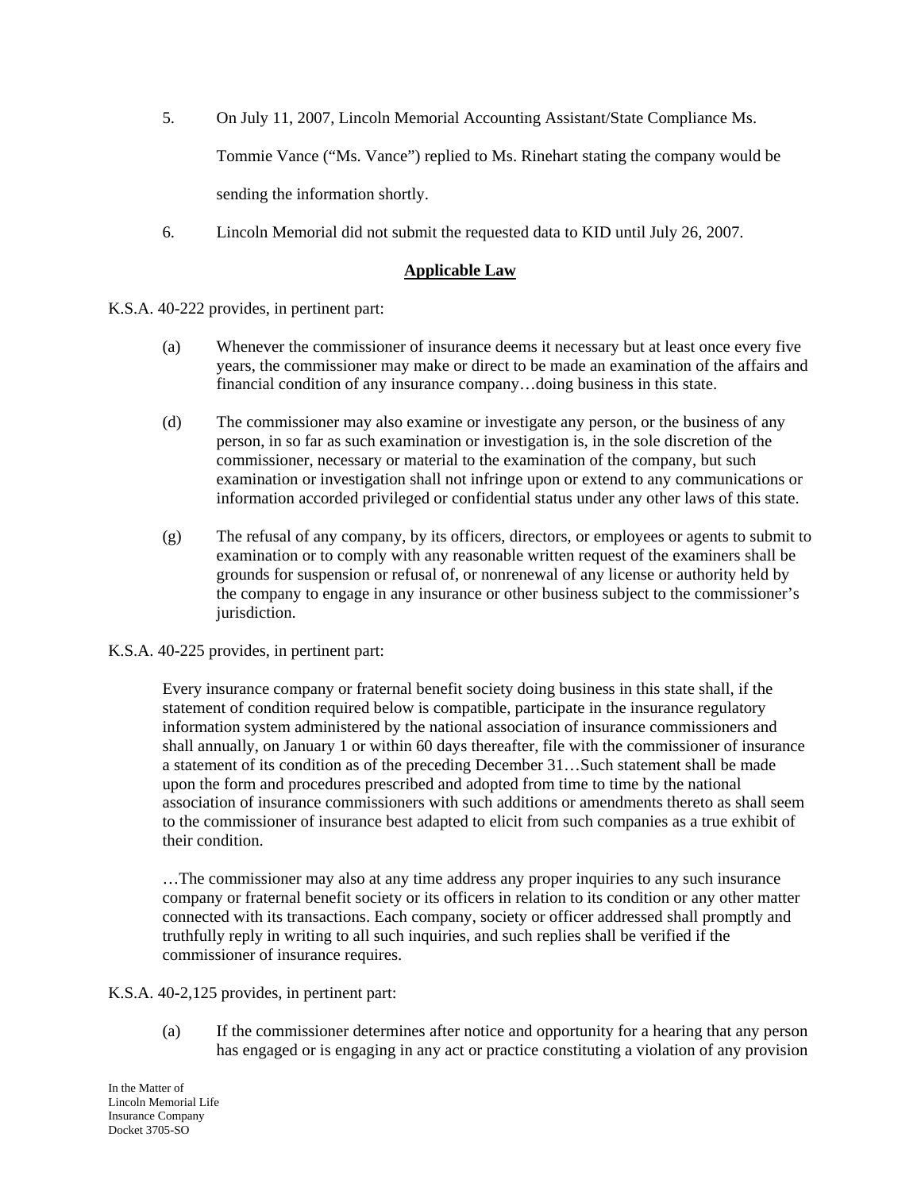5. On July 11, 2007, Lincoln Memorial Accounting Assistant/State Compliance Ms. Tommie Vance ("Ms. Vance") replied to Ms. Rinehart stating the company would be sending the information shortly.

6. Lincoln Memorial did not submit the requested data to KID until July 26, 2007.

## Applicable Law

K.S.A. 40-222 provides, in pertinent part:

> (a) Whenever the commissioner of insurance deems it necessary but at least once every five years, the commissioner may make or direct to be made an examination of the affairs and financial condition of any insurance company…doing business in this state.
>
> (d) The commissioner may also examine or investigate any person, or the business of any person, in so far as such examination or investigation is, in the sole discretion of the commissioner, necessary or material to the examination of the company, but such examination or investigation shall not infringe upon or extend to any communications or information accorded privileged or confidential status under any other laws of this state.
>
> (g) The refusal of any company, by its officers, directors, or employees or agents to submit to examination or to comply with any reasonable written request of the examiners shall be grounds for suspension or refusal of, or nonrenewal of any license or authority held by the company to engage in any insurance or other business subject to the commissioner's jurisdiction.

K.S.A. 40-225 provides, in pertinent part:

> Every insurance company or fraternal benefit society doing business in this state shall, if the statement of condition required below is compatible, participate in the insurance regulatory information system administered by the national association of insurance commissioners and shall annually, on January 1 or within 60 days thereafter, file with the commissioner of insurance a statement of its condition as of the preceding December 31…Such statement shall be made upon the form and procedures prescribed and adopted from time to time by the national association of insurance commissioners with such additions or amendments thereto as shall seem to the commissioner of insurance best adapted to elicit from such companies as a true exhibit of their condition.
>
> …The commissioner may also at any time address any proper inquiries to any such insurance company or fraternal benefit society or its officers in relation to its condition or any other matter connected with its transactions. Each company, society or officer addressed shall promptly and truthfully reply in writing to all such inquiries, and such replies shall be verified if the commissioner of insurance requires.

K.S.A. 40-2,125 provides, in pertinent part:

> (a) If the commissioner determines after notice and opportunity for a hearing that any person has engaged or is engaging in any act or practice constituting a violation of any provision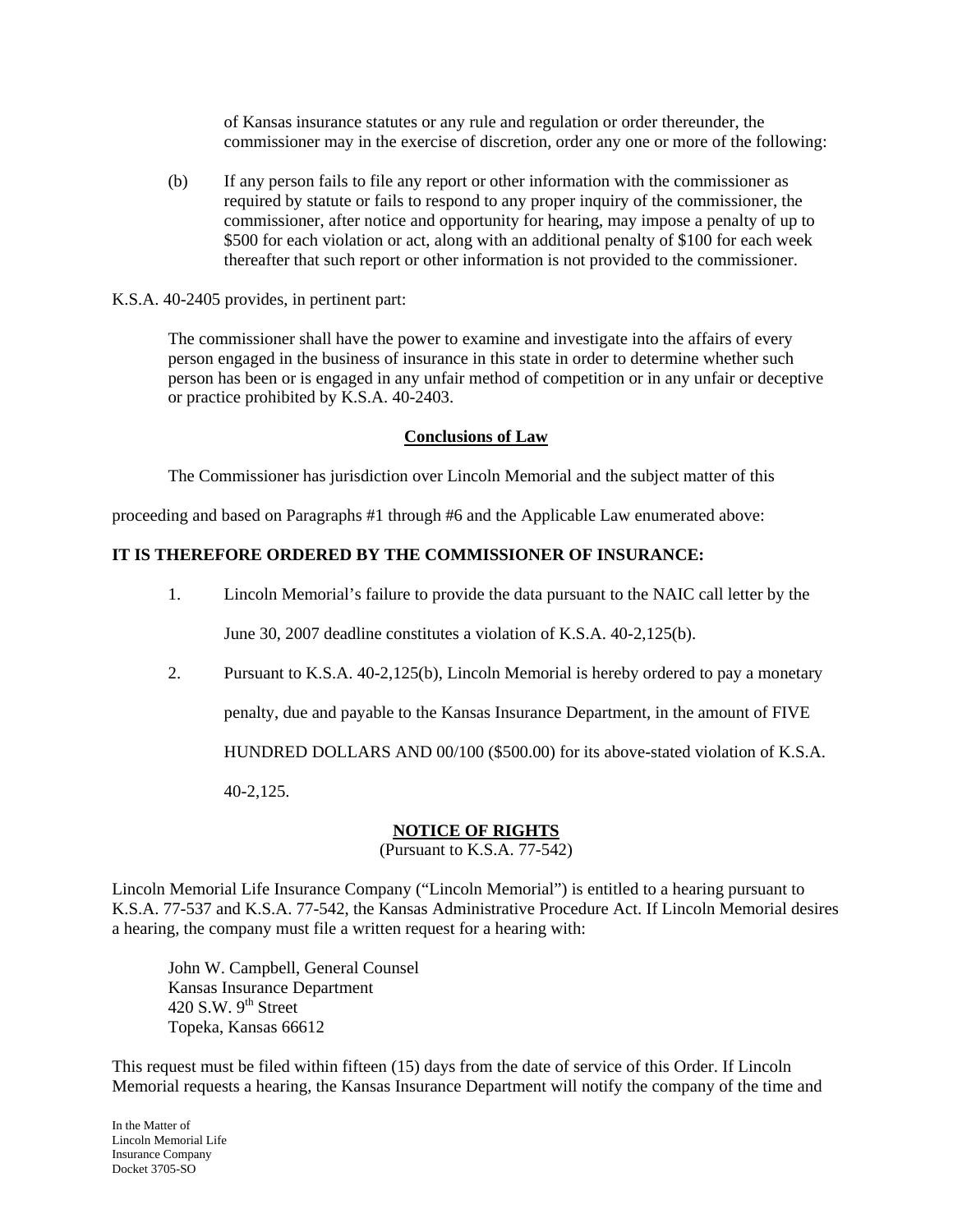of Kansas insurance statutes or any rule and regulation or order thereunder, the commissioner may in the exercise of discretion, order any one or more of the following:

(b) If any person fails to file any report or other information with the commissioner as required by statute or fails to respond to any proper inquiry of the commissioner, the commissioner, after notice and opportunity for hearing, may impose a penalty of up to $500 for each violation or act, along with an additional penalty of $100 for each week thereafter that such report or other information is not provided to the commissioner.

K.S.A. 40-2405 provides, in pertinent part:

> The commissioner shall have the power to examine and investigate into the affairs of every person engaged in the business of insurance in this state in order to determine whether such person has been or is engaged in any unfair method of competition or in any unfair or deceptive or practice prohibited by K.S.A. 40-2403.

## Conclusions of Law

The Commissioner has jurisdiction over Lincoln Memorial and the subject matter of this proceeding and based on Paragraphs #1 through #6 and the Applicable Law enumerated above:

**IT IS THEREFORE ORDERED BY THE COMMISSIONER OF INSURANCE:**

1. Lincoln Memorial's failure to provide the data pursuant to the NAIC call letter by the June 30, 2007 deadline constitutes a violation of K.S.A. 40-2,125(b).

2. Pursuant to K.S.A. 40-2,125(b), Lincoln Memorial is hereby ordered to pay a monetary penalty, due and payable to the Kansas Insurance Department, in the amount of FIVE HUNDRED DOLLARS AND 00/100 ($500.00) for its above-stated violation of K.S.A. 40-2,125.

## NOTICE OF RIGHTS

(Pursuant to K.S.A. 77-542)

Lincoln Memorial Life Insurance Company ("Lincoln Memorial") is entitled to a hearing pursuant to K.S.A. 77-537 and K.S.A. 77-542, the Kansas Administrative Procedure Act. If Lincoln Memorial desires a hearing, the company must file a written request for a hearing with:

John W. Campbell, General Counsel
Kansas Insurance Department
420 S.W. 9th Street
Topeka, Kansas 66612

This request must be filed within fifteen (15) days from the date of service of this Order. If Lincoln Memorial requests a hearing, the Kansas Insurance Department will notify the company of the time and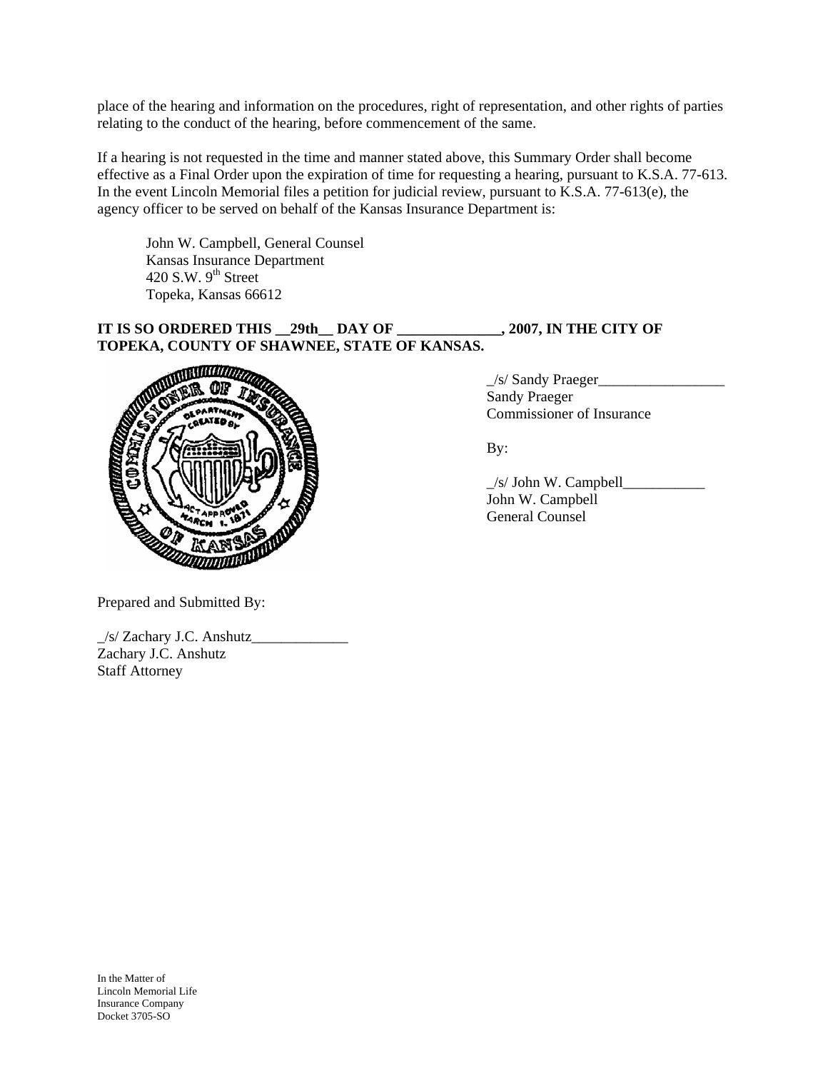place of the hearing and information on the procedures, right of representation, and other rights of parties relating to the conduct of the hearing, before commencement of the same.

If a hearing is not requested in the time and manner stated above, this Summary Order shall become effective as a Final Order upon the expiration of time for requesting a hearing, pursuant to K.S.A. 77-613. In the event Lincoln Memorial files a petition for judicial review, pursuant to K.S.A. 77-613(e), the agency officer to be served on behalf of the Kansas Insurance Department is:

John W. Campbell, General Counsel
Kansas Insurance Department
420 S.W. 9th Street
Topeka, Kansas 66612

**IT IS SO ORDERED THIS __29th__ DAY OF ______________, 2007, IN THE CITY OF TOPEKA, COUNTY OF SHAWNEE, STATE OF KANSAS.**

_/s/ Sandy Praeger_________________
Sandy Praeger
Commissioner of Insurance

By:

_/s/ John W. Campbell___________
John W. Campbell
General Counsel

Prepared and Submitted By:

_/s/ Zachary J.C. Anshutz_____________
Zachary J.C. Anshutz
Staff Attorney

In the Matter of
Lincoln Memorial Life
Insurance Company
Docket 3705-SO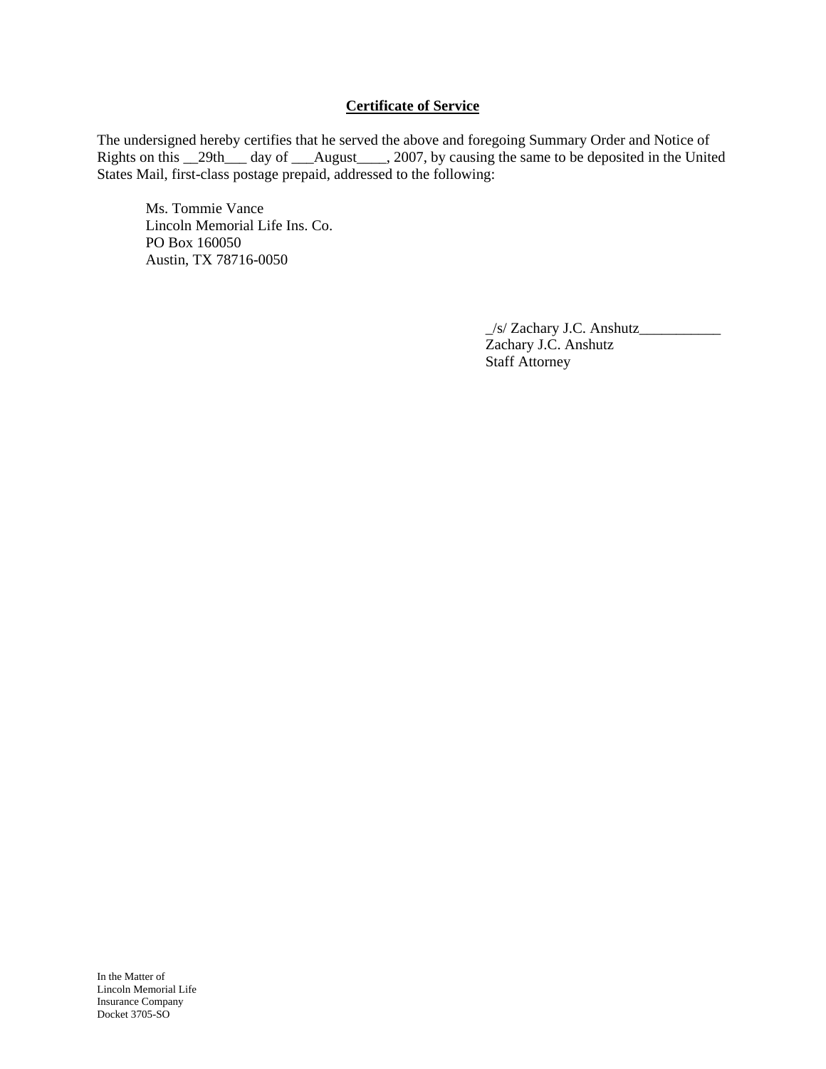**Certificate of Service**

The undersigned hereby certifies that he served the above and foregoing Summary Order and Notice of Rights on this __29th___ day of ___August____, 2007, by causing the same to be deposited in the United States Mail, first-class postage prepaid, addressed to the following:

Ms. Tommie Vance
Lincoln Memorial Life Ins. Co.
PO Box 160050
Austin, TX 78716-0050

_/s/ Zachary J.C. Anshutz___________
Zachary J.C. Anshutz
Staff Attorney

In the Matter of
Lincoln Memorial Life
Insurance Company
Docket 3705-SO